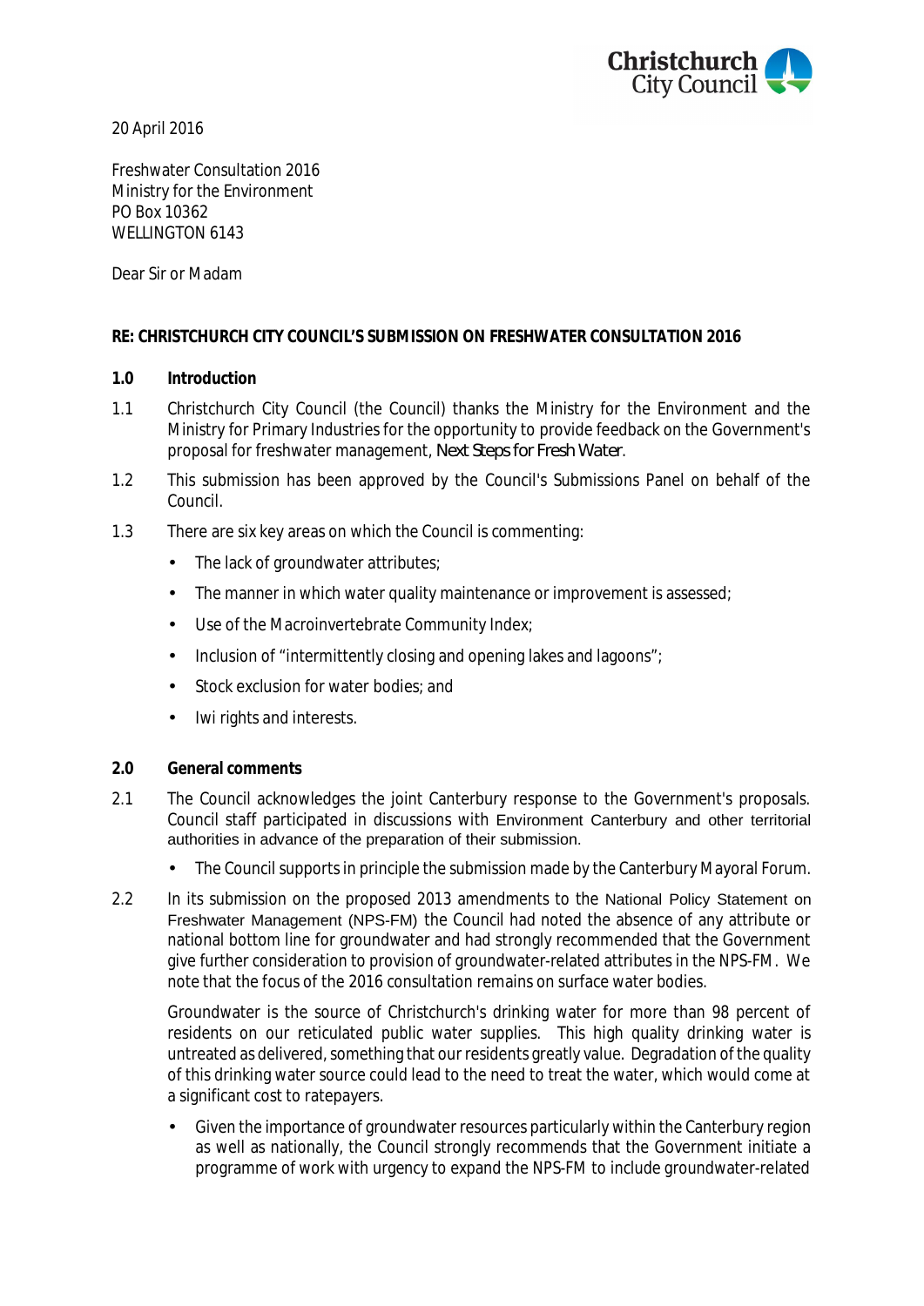Christchurch City Council

20 April 2016

Freshwater Consultation 2016
Ministry for the Environment
PO Box 10362
WELLINGTON 6143

Dear Sir or Madam

**RE: CHRISTCHURCH CITY COUNCIL'S SUBMISSION ON FRESHWATER CONSULTATION 2016**

## 1.0 Introduction

1.1 Christchurch City Council (the Council) thanks the Ministry for the Environment and the Ministry for Primary Industries for the opportunity to provide feedback on the Government's proposal for freshwater management, *Next Steps for Fresh Water*.

1.2 This submission has been approved by the Council's Submissions Panel on behalf of the Council.

1.3 There are six key areas on which the Council is commenting:

- The lack of groundwater attributes;
- The manner in which water quality maintenance or improvement is assessed;
- Use of the Macroinvertebrate Community Index;
- Inclusion of "intermittently closing and opening lakes and lagoons";
- Stock exclusion for water bodies; and
- Iwi rights and interests.

## 2.0 General comments

2.1 The Council acknowledges the joint Canterbury response to the Government's proposals. Council staff participated in discussions with Environment Canterbury and other territorial authorities in advance of the preparation of their submission.

- The Council supports in principle the submission made by the Canterbury Mayoral Forum.

2.2 In its submission on the proposed 2013 amendments to the National Policy Statement on Freshwater Management (NPS-FM) the Council had noted the absence of any attribute or national bottom line for groundwater and had strongly recommended that the Government give further consideration to provision of groundwater-related attributes in the NPS-FM. We note that the focus of the 2016 consultation remains on surface water bodies.

Groundwater is the source of Christchurch's drinking water for more than 98 percent of residents on our reticulated public water supplies. This high quality drinking water is untreated as delivered, something that our residents greatly value. Degradation of the quality of this drinking water source could lead to the need to treat the water, which would come at a significant cost to ratepayers.

- Given the importance of groundwater resources particularly within the Canterbury region as well as nationally, the Council strongly recommends that the Government initiate a programme of work with urgency to expand the NPS-FM to include groundwater-related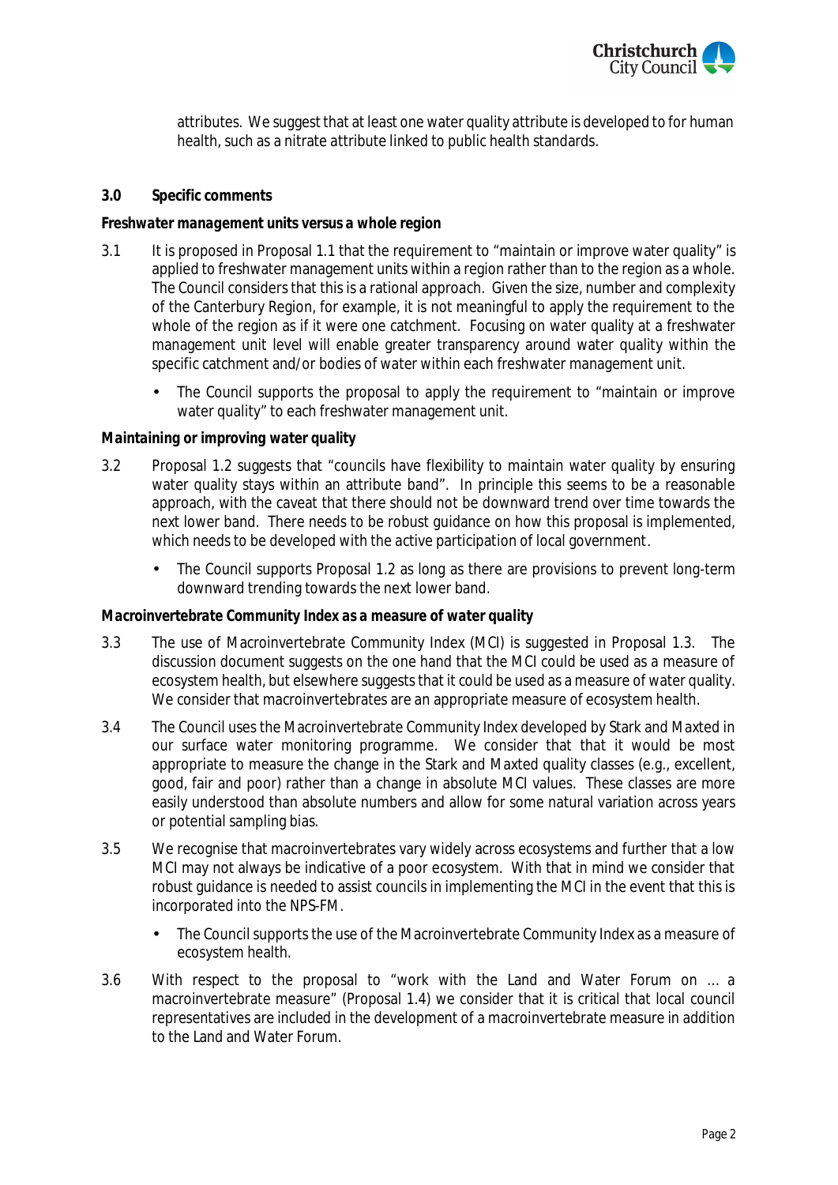attributes. We suggest that at least one water quality attribute is developed to for human health, such as a nitrate attribute linked to public health standards.

## 3.0 Specific comments

**Freshwater management units versus a whole region**

3.1 It is proposed in Proposal 1.1 that the requirement to "maintain or improve water quality" is applied to freshwater management units within a region rather than to the region as a whole. The Council considers that this is a rational approach. Given the size, number and complexity of the Canterbury Region, for example, it is not meaningful to apply the requirement to the whole of the region as if it were one catchment. Focusing on water quality at a freshwater management unit level will enable greater transparency around water quality within the specific catchment and/or bodies of water within each freshwater management unit.

- The Council supports the proposal to apply the requirement to "maintain or improve water quality" to each freshwater management unit.

**Maintaining or improving water quality**

3.2 Proposal 1.2 suggests that "councils have flexibility to maintain water quality by ensuring water quality stays within an attribute band". In principle this seems to be a reasonable approach, with the caveat that there should not be downward trend over time towards the next lower band. There needs to be robust guidance on how this proposal is implemented, which needs to be developed with the active participation of local government.

- The Council supports Proposal 1.2 as long as there are provisions to prevent long-term downward trending towards the next lower band.

**Macroinvertebrate Community Index as a measure of water quality**

3.3 The use of Macroinvertebrate Community Index (MCI) is suggested in Proposal 1.3. The discussion document suggests on the one hand that the MCI could be used as a measure of ecosystem health, but elsewhere suggests that it could be used as a measure of water quality. We consider that macroinvertebrates are an appropriate measure of ecosystem health.

3.4 The Council uses the Macroinvertebrate Community Index developed by Stark and Maxted in our surface water monitoring programme. We consider that that it would be most appropriate to measure the change in the Stark and Maxted quality classes (e.g., excellent, good, fair and poor) rather than a change in absolute MCI values. These classes are more easily understood than absolute numbers and allow for some natural variation across years or potential sampling bias.

3.5 We recognise that macroinvertebrates vary widely across ecosystems and further that a low MCI may not always be indicative of a poor ecosystem. With that in mind we consider that robust guidance is needed to assist councils in implementing the MCI in the event that this is incorporated into the NPS-FM.

- The Council supports the use of the Macroinvertebrate Community Index as a measure of ecosystem health.

3.6 With respect to the proposal to "work with the Land and Water Forum on … a macroinvertebrate measure" (Proposal 1.4) we consider that it is critical that local council representatives are included in the development of a macroinvertebrate measure in addition to the Land and Water Forum.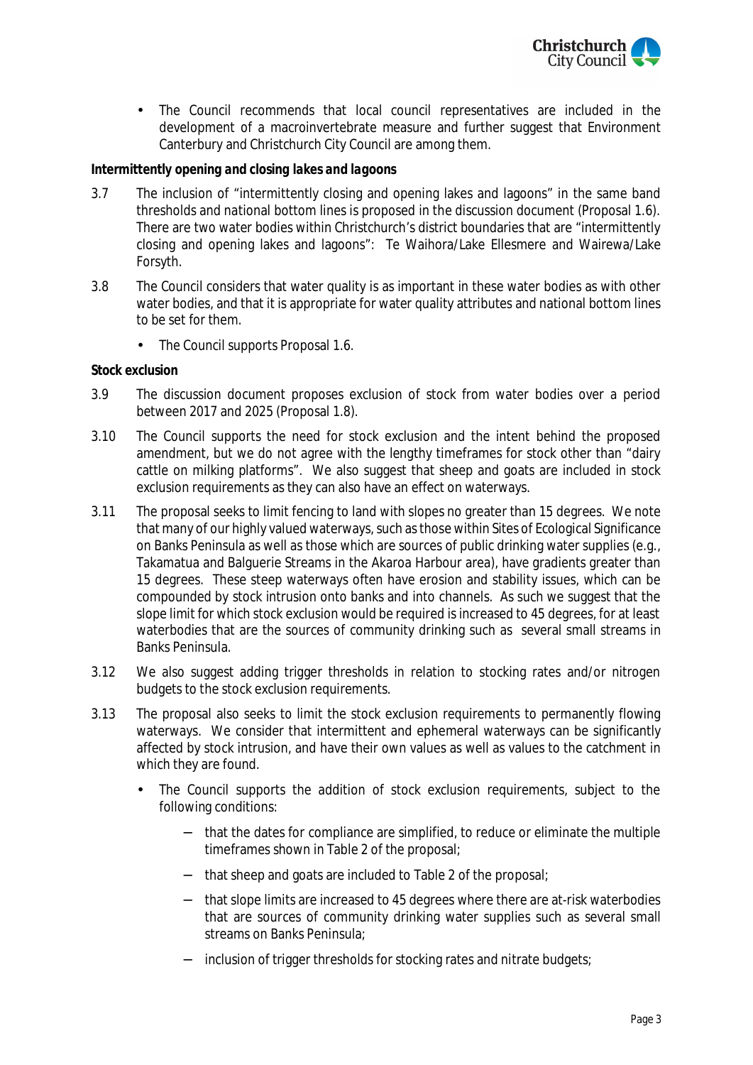- The Council recommends that local council representatives are included in the development of a macroinvertebrate measure and further suggest that Environment Canterbury and Christchurch City Council are among them.

**Intermittently opening and closing lakes and lagoons**

3.7 The inclusion of "intermittently closing and opening lakes and lagoons" in the same band thresholds and national bottom lines is proposed in the discussion document (Proposal 1.6). There are two water bodies within Christchurch's district boundaries that are "intermittently closing and opening lakes and lagoons": Te Waihora/Lake Ellesmere and Wairewa/Lake Forsyth.

3.8 The Council considers that water quality is as important in these water bodies as with other water bodies, and that it is appropriate for water quality attributes and national bottom lines to be set for them.

- The Council supports Proposal 1.6.

**Stock exclusion**

3.9 The discussion document proposes exclusion of stock from water bodies over a period between 2017 and 2025 (Proposal 1.8).

3.10 The Council supports the need for stock exclusion and the intent behind the proposed amendment, but we do not agree with the lengthy timeframes for stock other than "dairy cattle on milking platforms". We also suggest that sheep and goats are included in stock exclusion requirements as they can also have an effect on waterways.

3.11 The proposal seeks to limit fencing to land with slopes no greater than 15 degrees. We note that many of our highly valued waterways, such as those within Sites of Ecological Significance on Banks Peninsula as well as those which are sources of public drinking water supplies (e.g., Takamatua and Balguerie Streams in the Akaroa Harbour area), have gradients greater than 15 degrees. These steep waterways often have erosion and stability issues, which can be compounded by stock intrusion onto banks and into channels. As such we suggest that the slope limit for which stock exclusion would be required is increased to 45 degrees, for at least waterbodies that are the sources of community drinking such as several small streams in Banks Peninsula.

3.12 We also suggest adding trigger thresholds in relation to stocking rates and/or nitrogen budgets to the stock exclusion requirements.

3.13 The proposal also seeks to limit the stock exclusion requirements to permanently flowing waterways. We consider that intermittent and ephemeral waterways can be significantly affected by stock intrusion, and have their own values as well as values to the catchment in which they are found.

- The Council supports the addition of stock exclusion requirements, subject to the following conditions:
  - that the dates for compliance are simplified, to reduce or eliminate the multiple timeframes shown in Table 2 of the proposal;
  - that sheep and goats are included to Table 2 of the proposal;
  - that slope limits are increased to 45 degrees where there are at-risk waterbodies that are sources of community drinking water supplies such as several small streams on Banks Peninsula;
  - inclusion of trigger thresholds for stocking rates and nitrate budgets;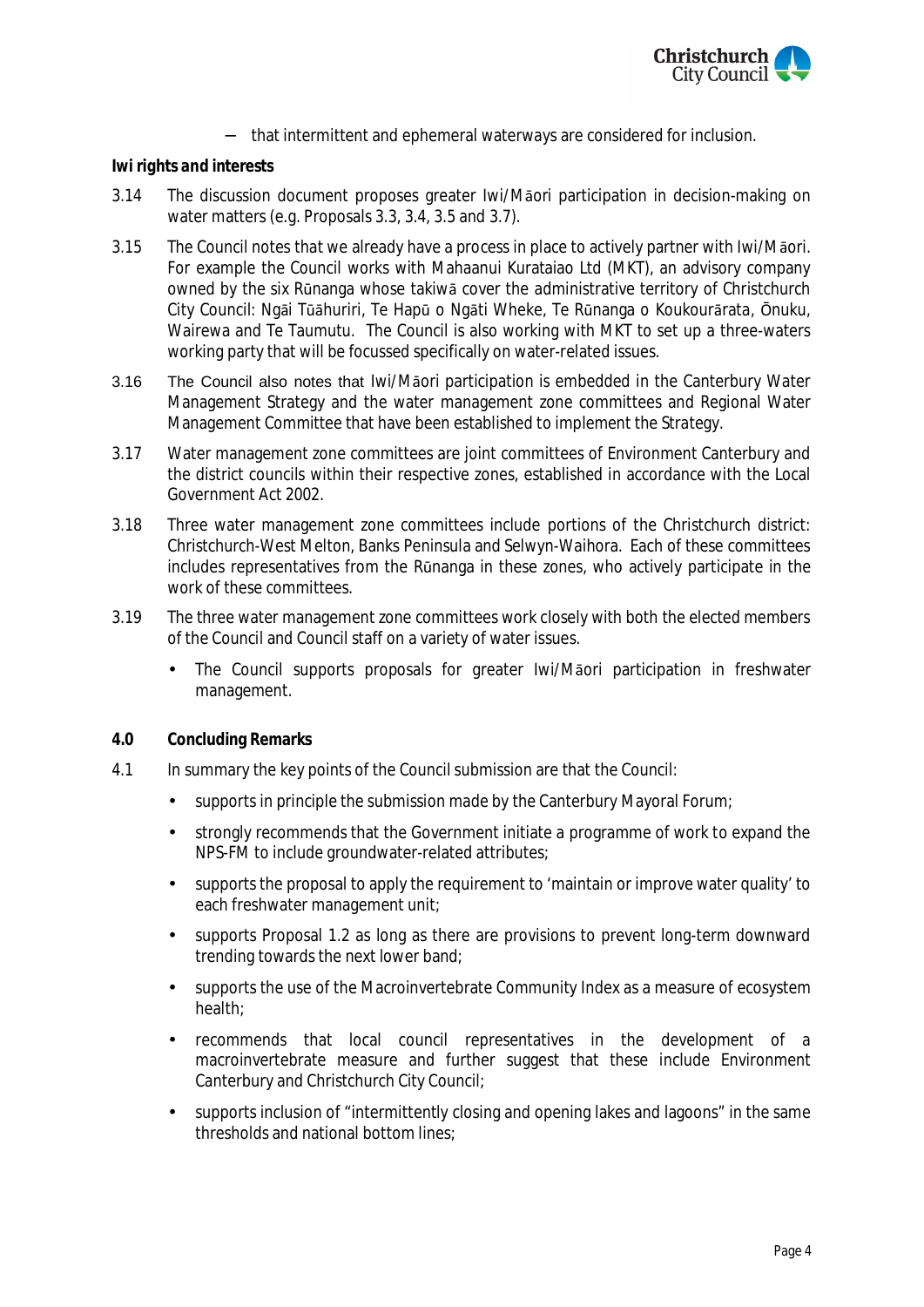- that intermittent and ephemeral waterways are considered for inclusion.

**Iwi rights and interests**

3.14 The discussion document proposes greater Iwi/Māori participation in decision-making on water matters (e.g. Proposals 3.3, 3.4, 3.5 and 3.7).

3.15 The Council notes that we already have a process in place to actively partner with Iwi/Māori. For example the Council works with Mahaanui Kurataiao Ltd (MKT), an advisory company owned by the six Rūnanga whose takiwā cover the administrative territory of Christchurch City Council: Ngāi Tūāhuriri, Te Hapū o Ngāti Wheke, Te Rūnanga o Koukourārata, Ōnuku, Wairewa and Te Taumutu. The Council is also working with MKT to set up a three-waters working party that will be focussed specifically on water-related issues.

3.16 The Council also notes that Iwi/Māori participation is embedded in the Canterbury Water Management Strategy and the water management zone committees and Regional Water Management Committee that have been established to implement the Strategy.

3.17 Water management zone committees are joint committees of Environment Canterbury and the district councils within their respective zones, established in accordance with the Local Government Act 2002.

3.18 Three water management zone committees include portions of the Christchurch district: Christchurch-West Melton, Banks Peninsula and Selwyn-Waihora. Each of these committees includes representatives from the Rūnanga in these zones, who actively participate in the work of these committees.

3.19 The three water management zone committees work closely with both the elected members of the Council and Council staff on a variety of water issues.

- The Council supports proposals for greater Iwi/Māori participation in freshwater management.

**4.0 Concluding Remarks**

4.1 In summary the key points of the Council submission are that the Council:

- supports in principle the submission made by the Canterbury Mayoral Forum;
- strongly recommends that the Government initiate a programme of work to expand the NPS-FM to include groundwater-related attributes;
- supports the proposal to apply the requirement to 'maintain or improve water quality' to each freshwater management unit;
- supports Proposal 1.2 as long as there are provisions to prevent long-term downward trending towards the next lower band;
- supports the use of the Macroinvertebrate Community Index as a measure of ecosystem health;
- recommends that local council representatives in the development of a macroinvertebrate measure and further suggest that these include Environment Canterbury and Christchurch City Council;
- supports inclusion of "intermittently closing and opening lakes and lagoons" in the same thresholds and national bottom lines;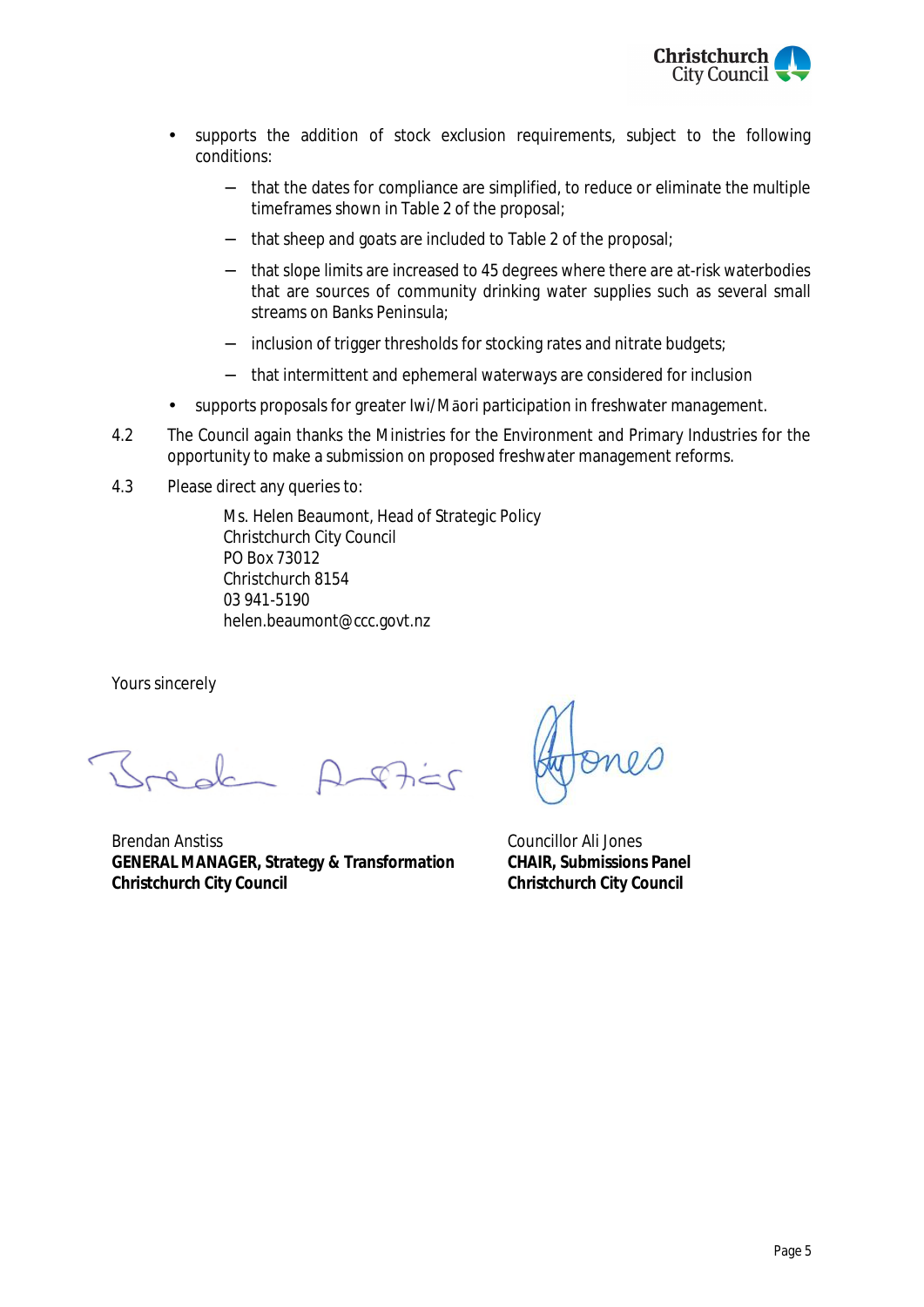- supports the addition of stock exclusion requirements, subject to the following conditions:
    - that the dates for compliance are simplified, to reduce or eliminate the multiple timeframes shown in Table 2 of the proposal;
    - that sheep and goats are included to Table 2 of the proposal;
    - that slope limits are increased to 45 degrees where there are at-risk waterbodies that are sources of community drinking water supplies such as several small streams on Banks Peninsula;
    - inclusion of trigger thresholds for stocking rates and nitrate budgets;
    - that intermittent and ephemeral waterways are considered for inclusion
- supports proposals for greater Iwi/Māori participation in freshwater management.

4.2 The Council again thanks the Ministries for the Environment and Primary Industries for the opportunity to make a submission on proposed freshwater management reforms.

4.3 Please direct any queries to:

Ms. Helen Beaumont, Head of Strategic Policy
Christchurch City Council
PO Box 73012
Christchurch 8154
03 941-5190
helen.beaumont@ccc.govt.nz

Yours sincerely

Brendan Anstiss
**GENERAL MANAGER, Strategy & Transformation**
**Christchurch City Council**

Councillor Ali Jones
**CHAIR, Submissions Panel**
**Christchurch City Council**